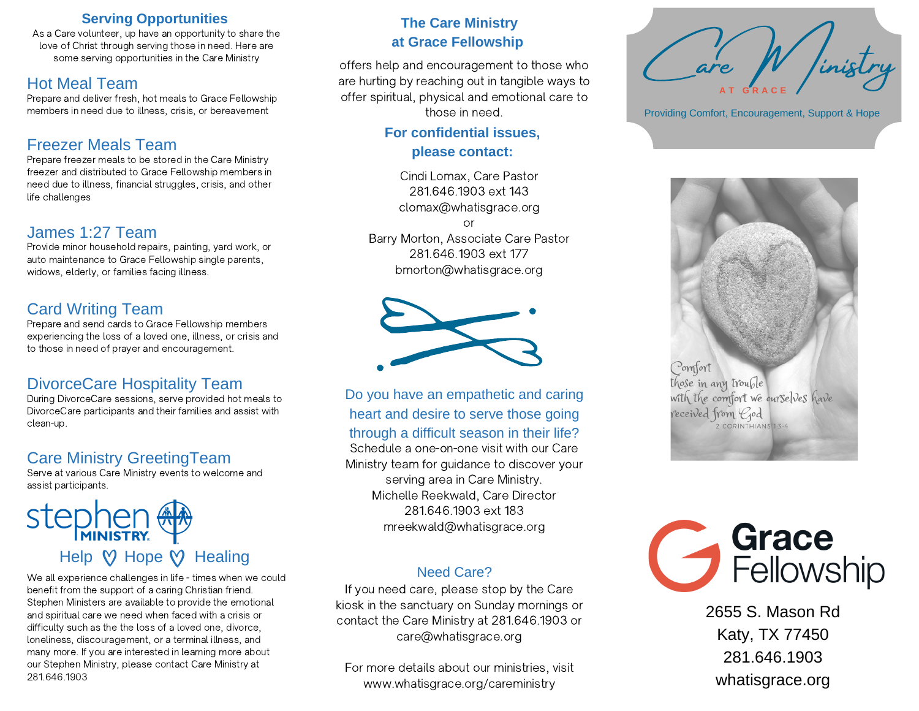## Serving Opportunities

As a Care volunteer, up have an opportunity to share the love of Christ through serving those in need. Here are some serving opportunities in the Care Ministry

### Hot Meal Team

Prepare and deliver fresh, hot meals to Grace Fellowship members in need due to illness, crisis, or bereavement

### Freezer Meals Team

Prepare freezer meals to be stored in the Care Ministry freezer and distributed to Grace Fellowship members in need due to illness, financial struggles, crisis, and other life challenges

### James 1:27 Team

Provide minor household repairs, painting, yard work, or auto maintenance to Grace Fellowship single parents, widows, elderly, or families facing illness.

### Card Writing Team

Prepare and send cards to Grace Fellowship members experiencing the loss of a loved one, illness, or crisis and to those in need of prayer and encouragement.

### DivorceCare Hospitality Team

During DivorceCare sessions, serve provided hot meals to DivorceCare participants and their families and assist with clean-up.

### Care Ministry GreetingTeam

Serve at various Care Ministry events to welcome and assist participants.

**stephen MINISTRY.**

Help ♡ Hope ♡ Healing

We all experience challenges in life - times when we could benefit from the support of a caring Christian friend. Stephen Ministers are available to provide the emotional and spiritual care we need when faced with a crisis or difficulty such as the the loss of a loved one, divorce, loneliness, discouragement, or a terminal illness, and many more. If you are interested in learning more about our Stephen Ministry, please contact Care Ministry at 281.646.1903

## The Care Ministry at Grace Fellowship

offers help and encouragement to those who are hurting by reaching out in tangible ways to offer spiritual, physical and emotional care to those in need.

**For confidential issues, please contact:**

Cindi Lomax, Care Pastor
281.646.1903 ext 143
clomax@whatisgrace.org
or
Barry Morton, Associate Care Pastor
281.646.1903 ext 177
bmorton@whatisgrace.org

Do you have an empathetic and caring heart and desire to serve those going through a difficult season in their life?

Schedule a one-on-one visit with our Care Ministry team for guidance to discover your serving area in Care Ministry.
Michelle Reekwald, Care Director
281.646.1903 ext 183
mreekwald@whatisgrace.org

### Need Care?

If you need care, please stop by the Care kiosk in the sanctuary on Sunday mornings or contact the Care Ministry at 281.646.1903 or care@whatisgrace.org

For more details about our ministries, visit www.whatisgrace.org/careministry

# Care Ministry

AT GRACE

Providing Comfort, Encouragement, Support & Hope

*Comfort those in any trouble with the comfort we ourselves have received from God*
2 CORINTHIANS 1:3-4

**Grace Fellowship**

2655 S. Mason Rd
Katy, TX 77450
281.646.1903
whatisgrace.org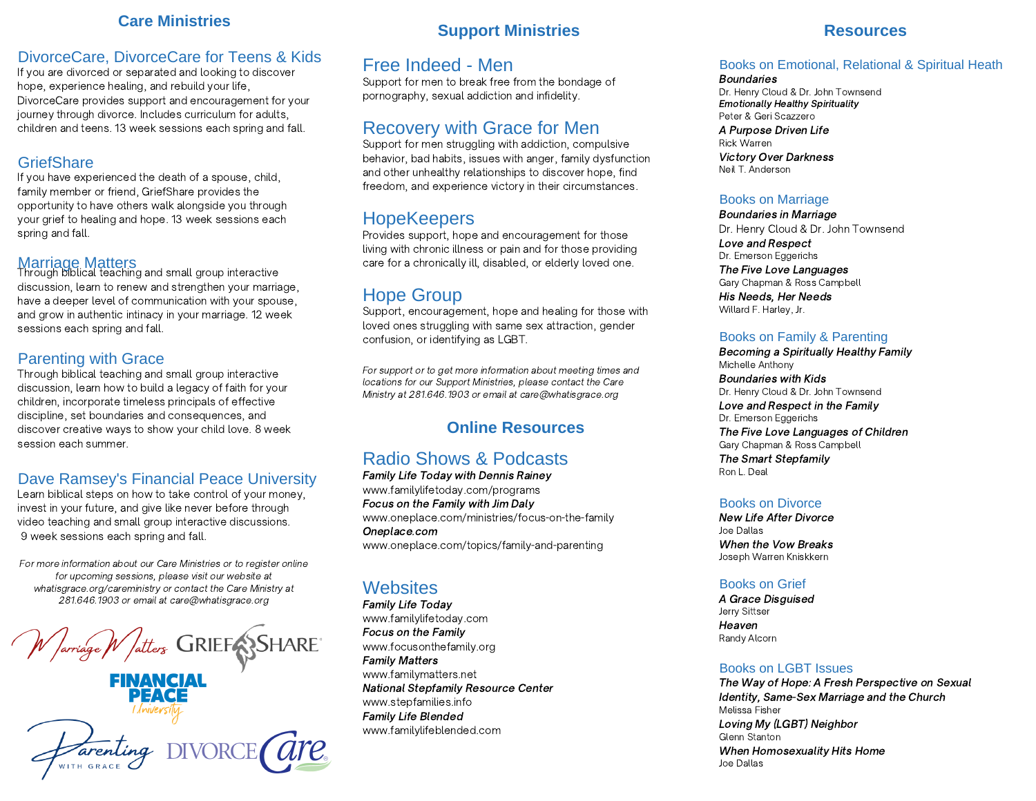## Care Ministries

### DivorceCare, DivorceCare for Teens & Kids

If you are divorced or separated and looking to discover hope, experience healing, and rebuild your life, DivorceCare provides support and encouragement for your journey through divorce. Includes curriculum for adults, children and teens. 13 week sessions each spring and fall.

### GriefShare

If you have experienced the death of a spouse, child, family member or friend, GriefShare provides the opportunity to have others walk alongside you through your grief to healing and hope. 13 week sessions each spring and fall.

### Marriage Matters

Through biblical teaching and small group interactive discussion, learn to renew and strengthen your marriage, have a deeper level of communication with your spouse, and grow in authentic intimacy in your marriage. 12 week sessions each spring and fall.

### Parenting with Grace

Through biblical teaching and small group interactive discussion, learn how to build a legacy of faith for your children, incorporate timeless principals of effective discipline, set boundaries and consequences, and discover creative ways to show your child love. 8 week session each summer.

### Dave Ramsey's Financial Peace University

Learn biblical steps on how to take control of your money, invest in your future, and give like never before through video teaching and small group interactive discussions. 9 week sessions each spring and fall.

*For more information about our Care Ministries or to register online for upcoming sessions, please visit our website at whatisgrace.org/careministry or contact the Care Ministry at 281.646.1903 or email at care@whatisgrace.org*

## Support Ministries

### Free Indeed - Men

Support for men to break free from the bondage of pornography, sexual addiction and infidelity.

### Recovery with Grace for Men

Support for men struggling with addiction, compulsive behavior, bad habits, issues with anger, family dysfunction and other unhealthy relationships to discover hope, find freedom, and experience victory in their circumstances.

### HopeKeepers

Provides support, hope and encouragement for those living with chronic illness or pain and for those providing care for a chronically ill, disabled, or elderly loved one.

### Hope Group

Support, encouragement, hope and healing for those with loved ones struggling with same sex attraction, gender confusion, or identifying as LGBT.

*For support or to get more information about meeting times and locations for our Support Ministries, please contact the Care Ministry at 281.646.1903 or email at care@whatisgrace.org*

## Online Resources

### Radio Shows & Podcasts

***Family Life Today with Dennis Rainey***
www.familylifetoday.com/programs
***Focus on the Family with Jim Daly***
www.oneplace.com/ministries/focus-on-the-family
***Oneplace.com***
www.oneplace.com/topics/family-and-parenting

### Websites

***Family Life Today***
www.familylifetoday.com
***Focus on the Family***
www.focusonthefamily.org
***Family Matters***
www.familymatters.net
***National Stepfamily Resource Center***
www.stepfamilies.info
***Family Life Blended***
www.familylifeblended.com

## Resources

### Books on Emotional, Relational & Spiritual Heath

***Boundaries***
Dr. Henry Cloud & Dr. John Townsend
***Emotionally Healthy Spirituality***
Peter & Geri Scazzero
***A Purpose Driven Life***
Rick Warren
***Victory Over Darkness***
Neil T. Anderson

### Books on Marriage

***Boundaries in Marriage***
Dr. Henry Cloud & Dr. John Townsend
***Love and Respect***
Dr. Emerson Eggerichs
***The Five Love Languages***
Gary Chapman & Ross Campbell
***His Needs, Her Needs***
Willard F. Harley, Jr.

### Books on Family & Parenting

***Becoming a Spiritually Healthy Family***
Michelle Anthony
***Boundaries with Kids***
Dr. Henry Cloud & Dr. John Townsend
***Love and Respect in the Family***
Dr. Emerson Eggerichs
***The Five Love Languages of Children***
Gary Chapman & Ross Campbell
***The Smart Stepfamily***
Ron L. Deal

### Books on Divorce

***New Life After Divorce***
Joe Dallas
***When the Vow Breaks***
Joseph Warren Kniskkern

### Books on Grief

***A Grace Disguised***
Jerry Sittser
***Heaven***
Randy Alcorn

### Books on LGBT Issues

***The Way of Hope: A Fresh Perspective on Sexual Identity, Same-Sex Marriage and the Church***
Melissa Fisher
***Loving My (LGBT) Neighbor***
Glenn Stanton
***When Homosexuality Hits Home***
Joe Dallas